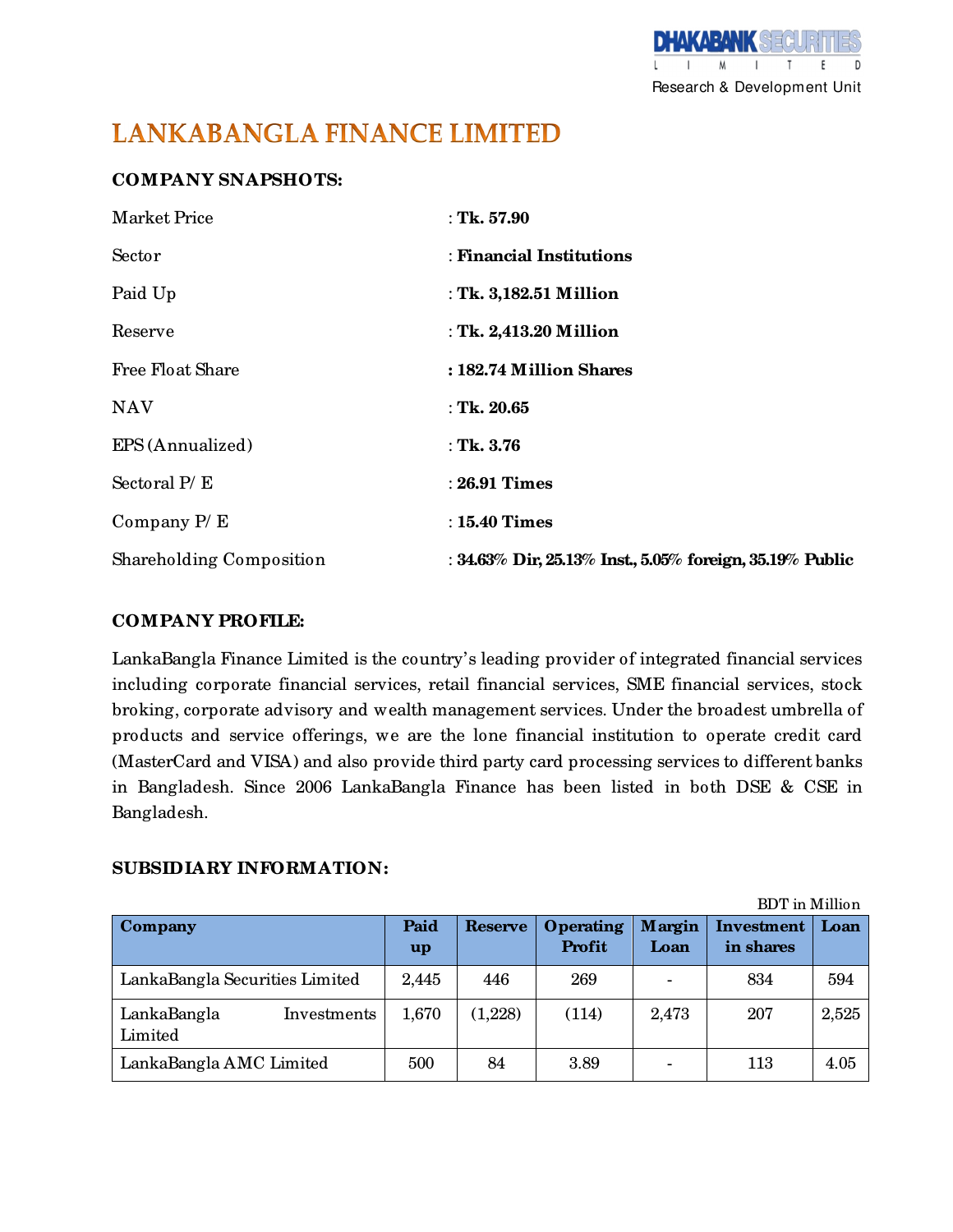# LANKABANGLA FINANCE LIMITED

**COMPANY SNAPSHOTS:**

| | |
|---|---|
| Market Price | : **Tk. 57.90** |
| Sector | : **Financial Institutions** |
| Paid Up | : **Tk. 3,182.51 Million** |
| Reserve | : **Tk. 2,413.20 Million** |
| Free Float Share | **: 182.74 Million Shares** |
| NAV | : **Tk. 20.65** |
| EPS (Annualized) | : **Tk. 3.76** |
| Sectoral P/E | : **26.91 Times** |
| Company P/E | : **15.40 Times** |
| Shareholding Composition | : **34.63% Dir, 25.13% Inst., 5.05% foreign, 35.19% Public** |

**COMPANY PROFILE:**

LankaBangla Finance Limited is the country's leading provider of integrated financial services including corporate financial services, retail financial services, SME financial services, stock broking, corporate advisory and wealth management services. Under the broadest umbrella of products and service offerings, we are the lone financial institution to operate credit card (MasterCard and VISA) and also provide third party card processing services to different banks in Bangladesh. Since 2006 LankaBangla Finance has been listed in both DSE & CSE in Bangladesh.

**SUBSIDIARY INFORMATION:**

BDT in Million

| Company | Paid up | Reserve | Operating Profit | Margin Loan | Investment in shares | Loan |
|---|---|---|---|---|---|---|
| LankaBangla Securities Limited | 2,445 | 446 | 269 | - | 834 | 594 |
| LankaBangla Investments Limited | 1,670 | (1,228) | (114) | 2,473 | 207 | 2,525 |
| LankaBangla AMC Limited | 500 | 84 | 3.89 | - | 113 | 4.05 |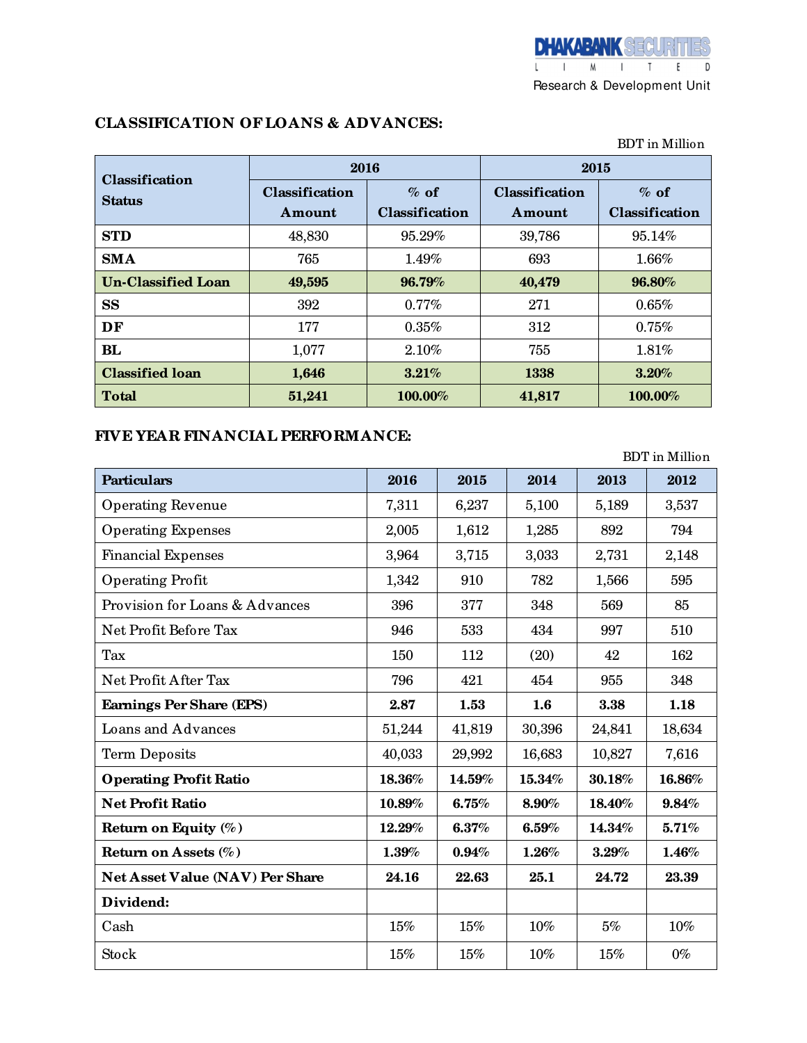## CLASSIFICATION OF LOANS & ADVANCES:

BDT in Million

| Classification Status | 2016 | | 2015 | |
|---|---|---|---|---|
| | Classification Amount | % of Classification | Classification Amount | % of Classification |
| **STD** | 48,830 | 95.29% | 39,786 | 95.14% |
| **SMA** | 765 | 1.49% | 693 | 1.66% |
| **Un-Classified Loan** | **49,595** | **96.79%** | **40,479** | **96.80%** |
| **SS** | 392 | 0.77% | 271 | 0.65% |
| **DF** | 177 | 0.35% | 312 | 0.75% |
| **BL** | 1,077 | 2.10% | 755 | 1.81% |
| **Classified loan** | **1,646** | **3.21%** | **1338** | **3.20%** |
| **Total** | **51,241** | **100.00%** | **41,817** | **100.00%** |

## FIVE YEAR FINANCIAL PERFORMANCE:

BDT in Million

| **Particulars** | **2016** | **2015** | **2014** | **2013** | **2012** |
|---|---|---|---|---|---|
| Operating Revenue | 7,311 | 6,237 | 5,100 | 5,189 | 3,537 |
| Operating Expenses | 2,005 | 1,612 | 1,285 | 892 | 794 |
| Financial Expenses | 3,964 | 3,715 | 3,033 | 2,731 | 2,148 |
| Operating Profit | 1,342 | 910 | 782 | 1,566 | 595 |
| Provision for Loans & Advances | 396 | 377 | 348 | 569 | 85 |
| Net Profit Before Tax | 946 | 533 | 434 | 997 | 510 |
| Tax | 150 | 112 | (20) | 42 | 162 |
| Net Profit After Tax | 796 | 421 | 454 | 955 | 348 |
| **Earnings Per Share (EPS)** | **2.87** | **1.53** | **1.6** | **3.38** | **1.18** |
| Loans and Advances | 51,244 | 41,819 | 30,396 | 24,841 | 18,634 |
| Term Deposits | 40,033 | 29,992 | 16,683 | 10,827 | 7,616 |
| **Operating Profit Ratio** | **18.36%** | **14.59%** | **15.34%** | **30.18%** | **16.86%** |
| **Net Profit Ratio** | **10.89%** | **6.75%** | **8.90%** | **18.40%** | **9.84%** |
| **Return on Equity (%)** | **12.29%** | **6.37%** | **6.59%** | **14.34%** | **5.71%** |
| **Return on Assets (%)** | **1.39%** | **0.94%** | **1.26%** | **3.29%** | **1.46%** |
| **Net Asset Value (NAV) Per Share** | **24.16** | **22.63** | **25.1** | **24.72** | **23.39** |
| **Dividend:** | | | | | |
| Cash | 15% | 15% | 10% | 5% | 10% |
| Stock | 15% | 15% | 10% | 15% | 0% |